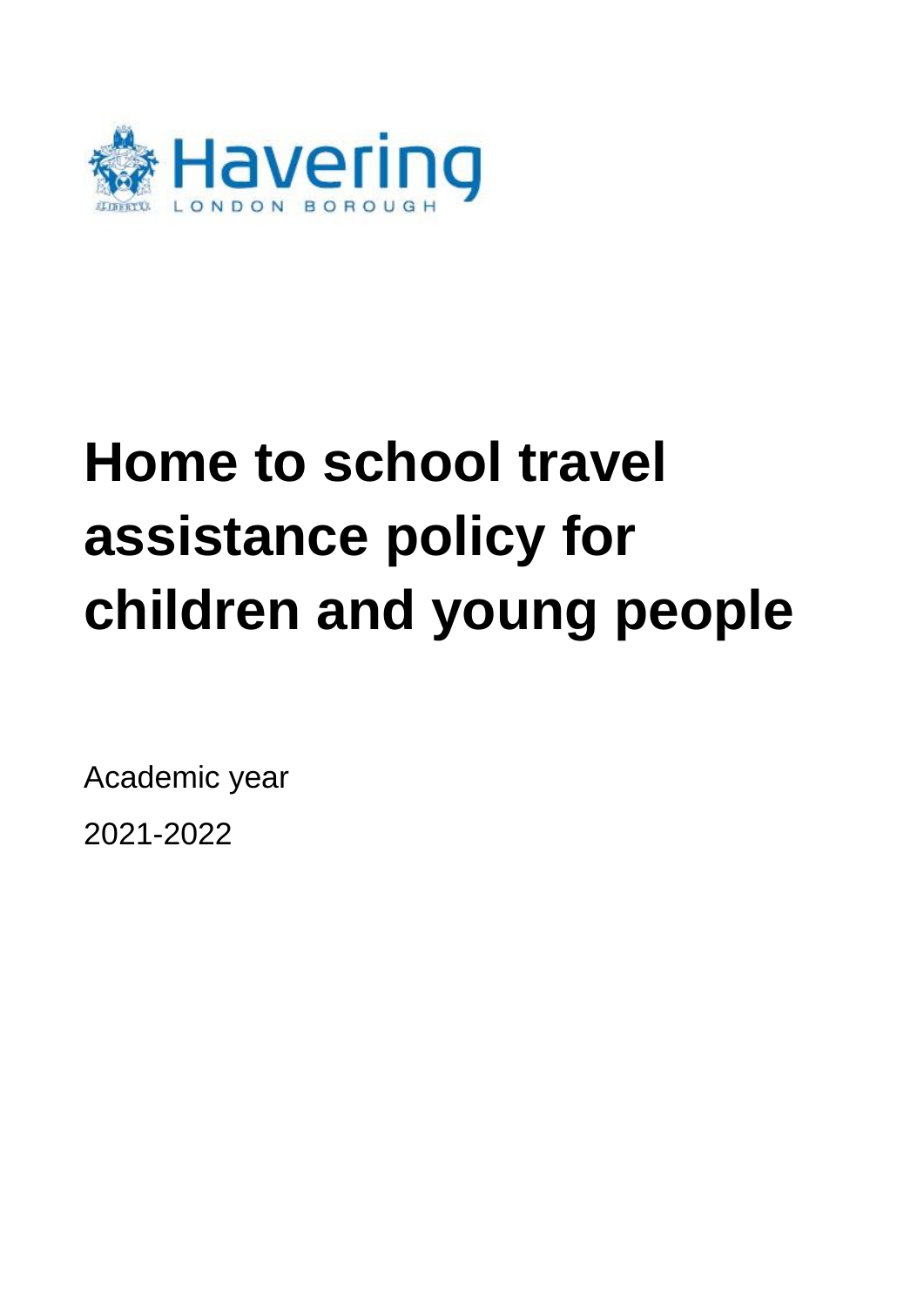Havering

LONDON BOROUGH

# Home to school travel assistance policy for children and young people

Academic year

2021-2022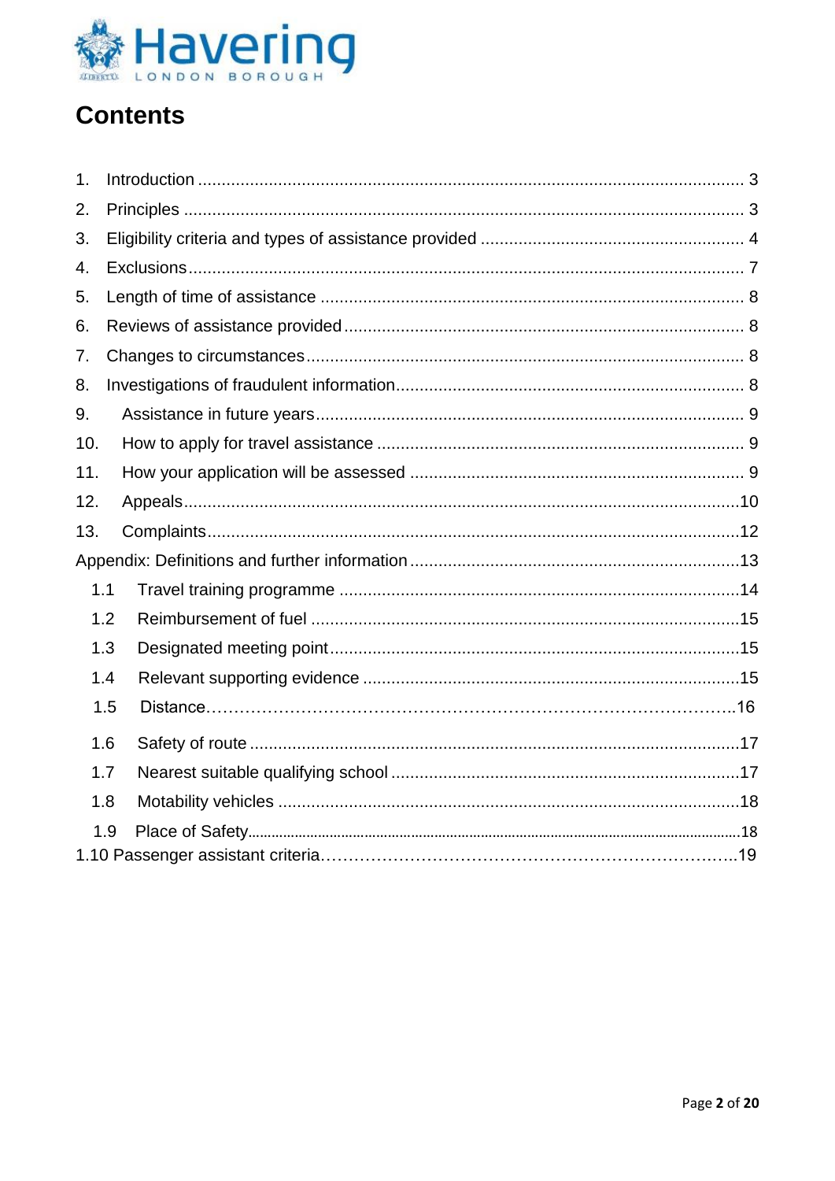# Contents

1. Introduction ........................................................................................................ 3
2. Principles ........................................................................................................... 3
3. Eligibility criteria and types of assistance provided ......................................................... 4
4. Exclusions ........................................................................................................... 7
5. Length of time of assistance ........................................................................................ 8
6. Reviews of assistance provided ..................................................................................... 8
7. Changes to circumstances ............................................................................................ 8
8. Investigations of fraudulent information ......................................................................... 8
9. Assistance in future years ........................................................................................... 9
10. How to apply for travel assistance ............................................................................... 9
11. How your application will be assessed ......................................................................... 9
12. Appeals ............................................................................................................. 10
13. Complaints ......................................................................................................... 12

Appendix: Definitions and further information ..................................................................... 13

- 1.1 Travel training programme ..................................................................................... 14
- 1.2 Reimbursement of fuel .......................................................................................... 15
- 1.3 Designated meeting point ....................................................................................... 15
- 1.4 Relevant supporting evidence ................................................................................. 15
- 1.5 Distance ............................................................................................................. 16
- 1.6 Safety of route ..................................................................................................... 17
- 1.7 Nearest suitable qualifying school ........................................................................... 17
- 1.8 Motability vehicles ............................................................................................... 18
- 1.9 Place of Safety ..................................................................................................... 18

1.10 Passenger assistant criteria ........................................................................................ 19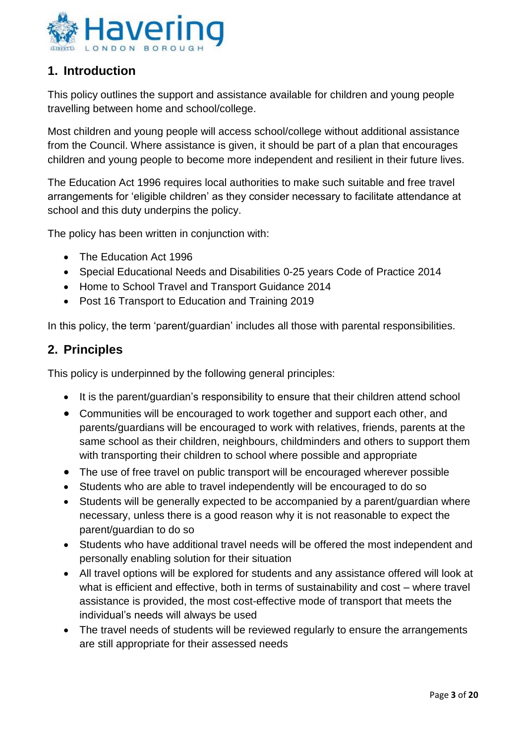## 1. Introduction

This policy outlines the support and assistance available for children and young people travelling between home and school/college.

Most children and young people will access school/college without additional assistance from the Council. Where assistance is given, it should be part of a plan that encourages children and young people to become more independent and resilient in their future lives.

The Education Act 1996 requires local authorities to make such suitable and free travel arrangements for 'eligible children' as they consider necessary to facilitate attendance at school and this duty underpins the policy.

The policy has been written in conjunction with:

- The Education Act 1996
- Special Educational Needs and Disabilities 0-25 years Code of Practice 2014
- Home to School Travel and Transport Guidance 2014
- Post 16 Transport to Education and Training 2019

In this policy, the term 'parent/guardian' includes all those with parental responsibilities.

## 2. Principles

This policy is underpinned by the following general principles:

- It is the parent/guardian's responsibility to ensure that their children attend school
- Communities will be encouraged to work together and support each other, and parents/guardians will be encouraged to work with relatives, friends, parents at the same school as their children, neighbours, childminders and others to support them with transporting their children to school where possible and appropriate
- The use of free travel on public transport will be encouraged wherever possible
- Students who are able to travel independently will be encouraged to do so
- Students will be generally expected to be accompanied by a parent/guardian where necessary, unless there is a good reason why it is not reasonable to expect the parent/guardian to do so
- Students who have additional travel needs will be offered the most independent and personally enabling solution for their situation
- All travel options will be explored for students and any assistance offered will look at what is efficient and effective, both in terms of sustainability and cost – where travel assistance is provided, the most cost-effective mode of transport that meets the individual's needs will always be used
- The travel needs of students will be reviewed regularly to ensure the arrangements are still appropriate for their assessed needs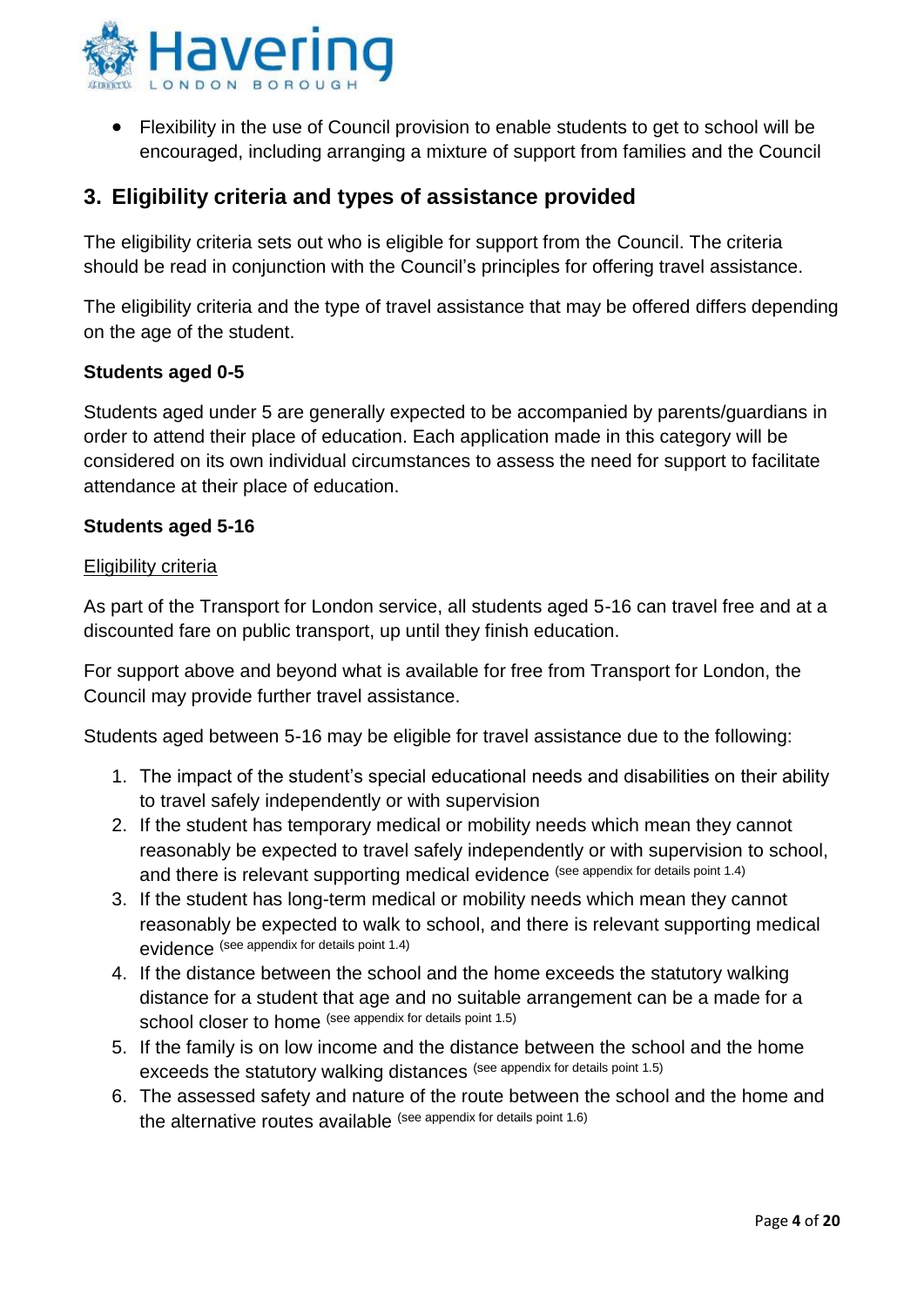- Flexibility in the use of Council provision to enable students to get to school will be encouraged, including arranging a mixture of support from families and the Council

## 3. Eligibility criteria and types of assistance provided

The eligibility criteria sets out who is eligible for support from the Council. The criteria should be read in conjunction with the Council's principles for offering travel assistance.

The eligibility criteria and the type of travel assistance that may be offered differs depending on the age of the student.

**Students aged 0-5**

Students aged under 5 are generally expected to be accompanied by parents/guardians in order to attend their place of education. Each application made in this category will be considered on its own individual circumstances to assess the need for support to facilitate attendance at their place of education.

**Students aged 5-16**

Eligibility criteria

As part of the Transport for London service, all students aged 5-16 can travel free and at a discounted fare on public transport, up until they finish education.

For support above and beyond what is available for free from Transport for London, the Council may provide further travel assistance.

Students aged between 5-16 may be eligible for travel assistance due to the following:

1. The impact of the student's special educational needs and disabilities on their ability to travel safely independently or with supervision
2. If the student has temporary medical or mobility needs which mean they cannot reasonably be expected to travel safely independently or with supervision to school, and there is relevant supporting medical evidence (see appendix for details point 1.4)
3. If the student has long-term medical or mobility needs which mean they cannot reasonably be expected to walk to school, and there is relevant supporting medical evidence (see appendix for details point 1.4)
4. If the distance between the school and the home exceeds the statutory walking distance for a student that age and no suitable arrangement can be a made for a school closer to home (see appendix for details point 1.5)
5. If the family is on low income and the distance between the school and the home exceeds the statutory walking distances (see appendix for details point 1.5)
6. The assessed safety and nature of the route between the school and the home and the alternative routes available (see appendix for details point 1.6)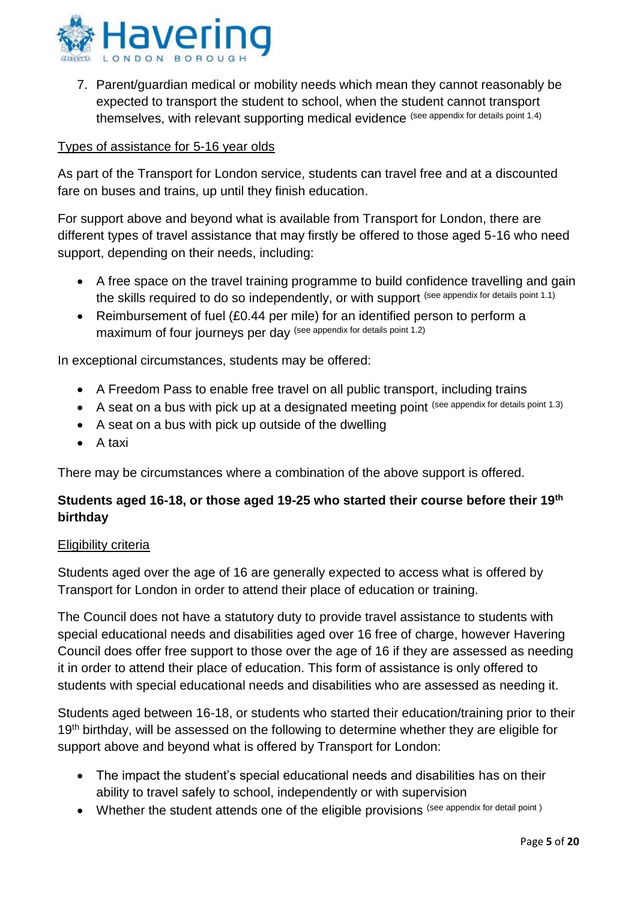7. Parent/guardian medical or mobility needs which mean they cannot reasonably be expected to transport the student to school, when the student cannot transport themselves, with relevant supporting medical evidence (see appendix for details point 1.4)

Types of assistance for 5-16 year olds

As part of the Transport for London service, students can travel free and at a discounted fare on buses and trains, up until they finish education.

For support above and beyond what is available from Transport for London, there are different types of travel assistance that may firstly be offered to those aged 5-16 who need support, depending on their needs, including:

- A free space on the travel training programme to build confidence travelling and gain the skills required to do so independently, or with support (see appendix for details point 1.1)
- Reimbursement of fuel (£0.44 per mile) for an identified person to perform a maximum of four journeys per day (see appendix for details point 1.2)

In exceptional circumstances, students may be offered:

- A Freedom Pass to enable free travel on all public transport, including trains
- A seat on a bus with pick up at a designated meeting point (see appendix for details point 1.3)
- A seat on a bus with pick up outside of the dwelling
- A taxi

There may be circumstances where a combination of the above support is offered.

**Students aged 16-18, or those aged 19-25 who started their course before their 19th birthday**

Eligibility criteria

Students aged over the age of 16 are generally expected to access what is offered by Transport for London in order to attend their place of education or training.

The Council does not have a statutory duty to provide travel assistance to students with special educational needs and disabilities aged over 16 free of charge, however Havering Council does offer free support to those over the age of 16 if they are assessed as needing it in order to attend their place of education. This form of assistance is only offered to students with special educational needs and disabilities who are assessed as needing it.

Students aged between 16-18, or students who started their education/training prior to their 19th birthday, will be assessed on the following to determine whether they are eligible for support above and beyond what is offered by Transport for London:

- The impact the student's special educational needs and disabilities has on their ability to travel safely to school, independently or with supervision
- Whether the student attends one of the eligible provisions (see appendix for detail point )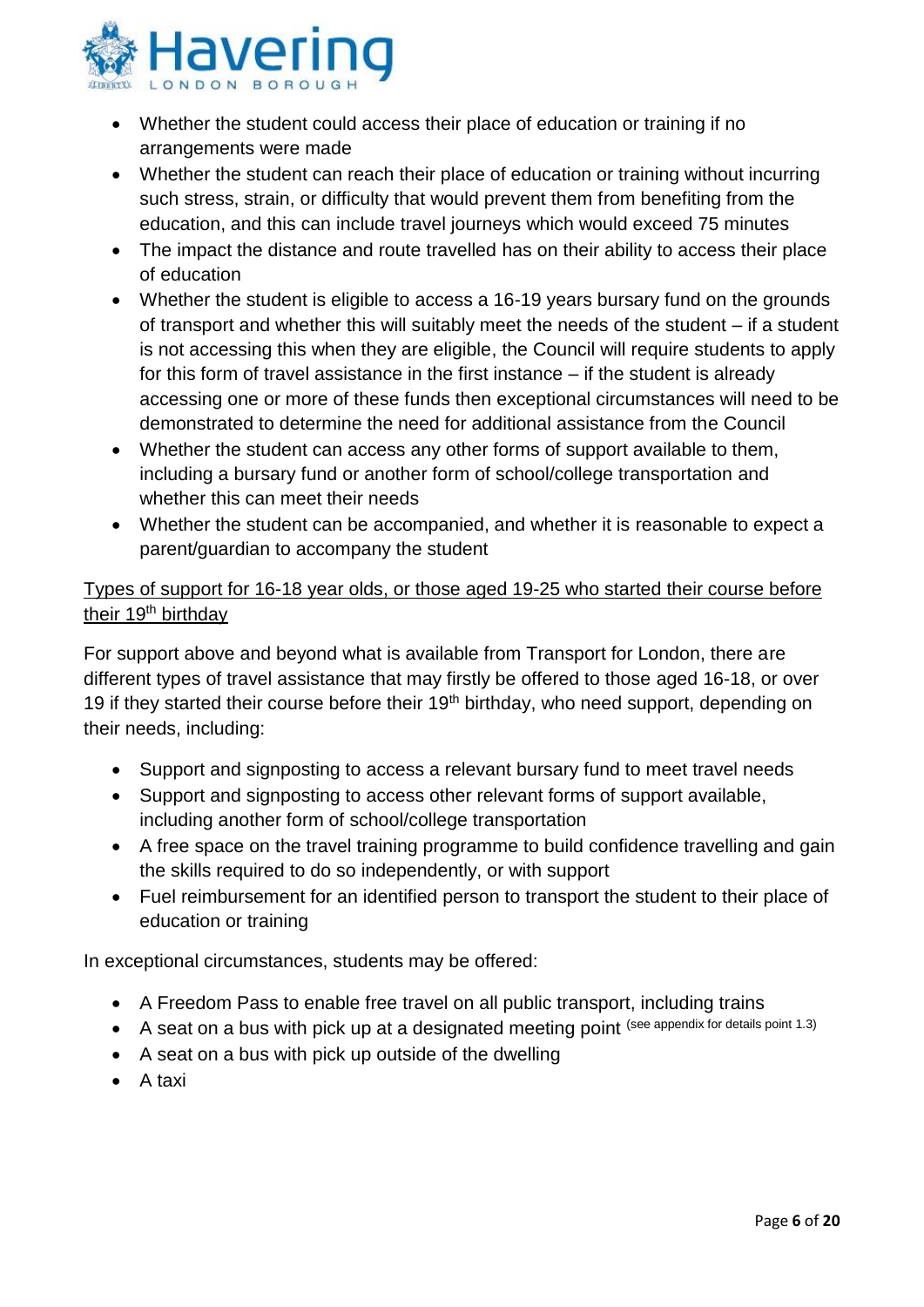- Whether the student could access their place of education or training if no arrangements were made
- Whether the student can reach their place of education or training without incurring such stress, strain, or difficulty that would prevent them from benefiting from the education, and this can include travel journeys which would exceed 75 minutes
- The impact the distance and route travelled has on their ability to access their place of education
- Whether the student is eligible to access a 16-19 years bursary fund on the grounds of transport and whether this will suitably meet the needs of the student – if a student is not accessing this when they are eligible, the Council will require students to apply for this form of travel assistance in the first instance – if the student is already accessing one or more of these funds then exceptional circumstances will need to be demonstrated to determine the need for additional assistance from the Council
- Whether the student can access any other forms of support available to them, including a bursary fund or another form of school/college transportation and whether this can meet their needs
- Whether the student can be accompanied, and whether it is reasonable to expect a parent/guardian to accompany the student

Types of support for 16-18 year olds, or those aged 19-25 who started their course before their 19th birthday

For support above and beyond what is available from Transport for London, there are different types of travel assistance that may firstly be offered to those aged 16-18, or over 19 if they started their course before their 19th birthday, who need support, depending on their needs, including:

- Support and signposting to access a relevant bursary fund to meet travel needs
- Support and signposting to access other relevant forms of support available, including another form of school/college transportation
- A free space on the travel training programme to build confidence travelling and gain the skills required to do so independently, or with support
- Fuel reimbursement for an identified person to transport the student to their place of education or training

In exceptional circumstances, students may be offered:

- A Freedom Pass to enable free travel on all public transport, including trains
- A seat on a bus with pick up at a designated meeting point (see appendix for details point 1.3)
- A seat on a bus with pick up outside of the dwelling
- A taxi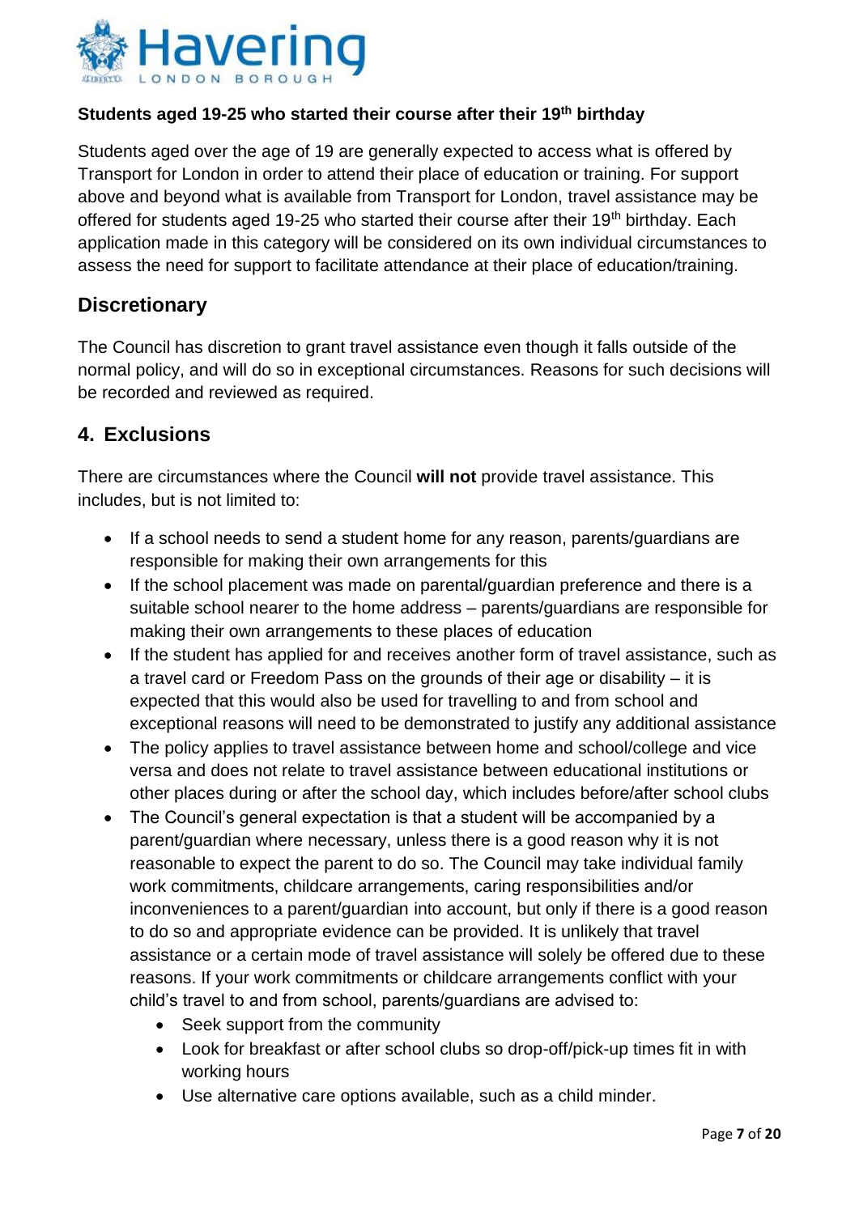**Students aged 19-25 who started their course after their 19th birthday**

Students aged over the age of 19 are generally expected to access what is offered by Transport for London in order to attend their place of education or training. For support above and beyond what is available from Transport for London, travel assistance may be offered for students aged 19-25 who started their course after their 19th birthday. Each application made in this category will be considered on its own individual circumstances to assess the need for support to facilitate attendance at their place of education/training.

## Discretionary

The Council has discretion to grant travel assistance even though it falls outside of the normal policy, and will do so in exceptional circumstances. Reasons for such decisions will be recorded and reviewed as required.

## 4. Exclusions

There are circumstances where the Council **will not** provide travel assistance. This includes, but is not limited to:

- If a school needs to send a student home for any reason, parents/guardians are responsible for making their own arrangements for this
- If the school placement was made on parental/guardian preference and there is a suitable school nearer to the home address – parents/guardians are responsible for making their own arrangements to these places of education
- If the student has applied for and receives another form of travel assistance, such as a travel card or Freedom Pass on the grounds of their age or disability – it is expected that this would also be used for travelling to and from school and exceptional reasons will need to be demonstrated to justify any additional assistance
- The policy applies to travel assistance between home and school/college and vice versa and does not relate to travel assistance between educational institutions or other places during or after the school day, which includes before/after school clubs
- The Council's general expectation is that a student will be accompanied by a parent/guardian where necessary, unless there is a good reason why it is not reasonable to expect the parent to do so. The Council may take individual family work commitments, childcare arrangements, caring responsibilities and/or inconveniences to a parent/guardian into account, but only if there is a good reason to do so and appropriate evidence can be provided. It is unlikely that travel assistance or a certain mode of travel assistance will solely be offered due to these reasons. If your work commitments or childcare arrangements conflict with your child's travel to and from school, parents/guardians are advised to:
    - Seek support from the community
    - Look for breakfast or after school clubs so drop-off/pick-up times fit in with working hours
    - Use alternative care options available, such as a child minder.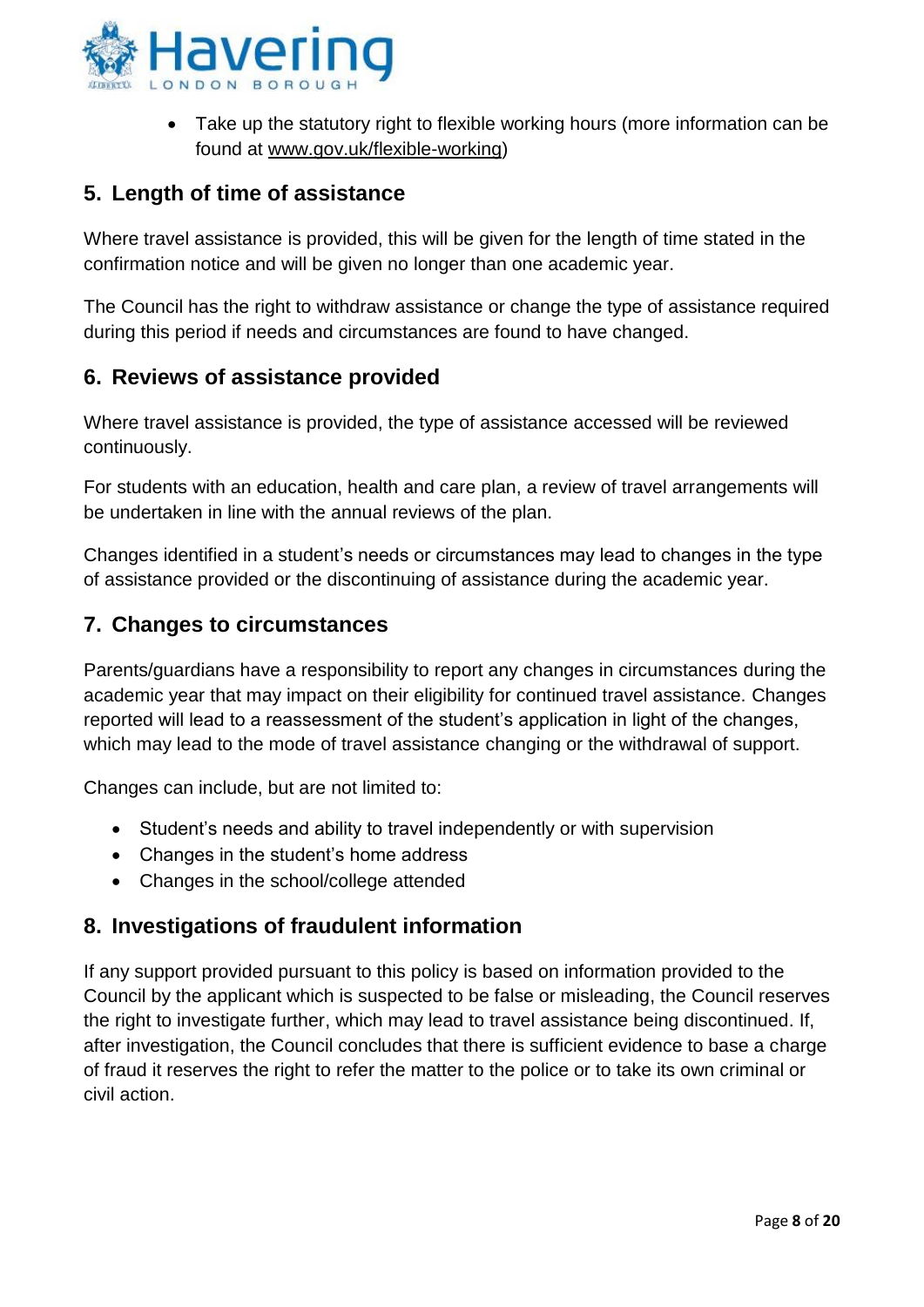- Take up the statutory right to flexible working hours (more information can be found at www.gov.uk/flexible-working)

## 5. Length of time of assistance

Where travel assistance is provided, this will be given for the length of time stated in the confirmation notice and will be given no longer than one academic year.

The Council has the right to withdraw assistance or change the type of assistance required during this period if needs and circumstances are found to have changed.

## 6. Reviews of assistance provided

Where travel assistance is provided, the type of assistance accessed will be reviewed continuously.

For students with an education, health and care plan, a review of travel arrangements will be undertaken in line with the annual reviews of the plan.

Changes identified in a student's needs or circumstances may lead to changes in the type of assistance provided or the discontinuing of assistance during the academic year.

## 7. Changes to circumstances

Parents/guardians have a responsibility to report any changes in circumstances during the academic year that may impact on their eligibility for continued travel assistance. Changes reported will lead to a reassessment of the student's application in light of the changes, which may lead to the mode of travel assistance changing or the withdrawal of support.

Changes can include, but are not limited to:

- Student's needs and ability to travel independently or with supervision
- Changes in the student's home address
- Changes in the school/college attended

## 8. Investigations of fraudulent information

If any support provided pursuant to this policy is based on information provided to the Council by the applicant which is suspected to be false or misleading, the Council reserves the right to investigate further, which may lead to travel assistance being discontinued. If, after investigation, the Council concludes that there is sufficient evidence to base a charge of fraud it reserves the right to refer the matter to the police or to take its own criminal or civil action.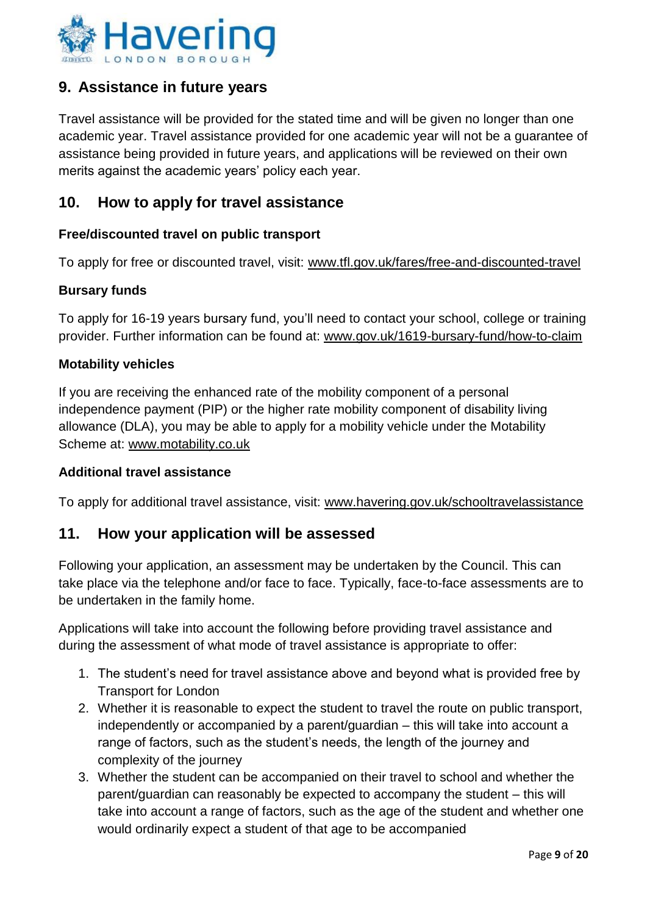## 9. Assistance in future years

Travel assistance will be provided for the stated time and will be given no longer than one academic year. Travel assistance provided for one academic year will not be a guarantee of assistance being provided in future years, and applications will be reviewed on their own merits against the academic years' policy each year.

## 10. How to apply for travel assistance

### Free/discounted travel on public transport

To apply for free or discounted travel, visit: www.tfl.gov.uk/fares/free-and-discounted-travel

### Bursary funds

To apply for 16-19 years bursary fund, you'll need to contact your school, college or training provider. Further information can be found at: www.gov.uk/1619-bursary-fund/how-to-claim

### Motability vehicles

If you are receiving the enhanced rate of the mobility component of a personal independence payment (PIP) or the higher rate mobility component of disability living allowance (DLA), you may be able to apply for a mobility vehicle under the Motability Scheme at: www.motability.co.uk

### Additional travel assistance

To apply for additional travel assistance, visit: www.havering.gov.uk/schooltravelassistance

## 11. How your application will be assessed

Following your application, an assessment may be undertaken by the Council. This can take place via the telephone and/or face to face. Typically, face-to-face assessments are to be undertaken in the family home.

Applications will take into account the following before providing travel assistance and during the assessment of what mode of travel assistance is appropriate to offer:

1. The student's need for travel assistance above and beyond what is provided free by Transport for London
2. Whether it is reasonable to expect the student to travel the route on public transport, independently or accompanied by a parent/guardian – this will take into account a range of factors, such as the student's needs, the length of the journey and complexity of the journey
3. Whether the student can be accompanied on their travel to school and whether the parent/guardian can reasonably be expected to accompany the student – this will take into account a range of factors, such as the age of the student and whether one would ordinarily expect a student of that age to be accompanied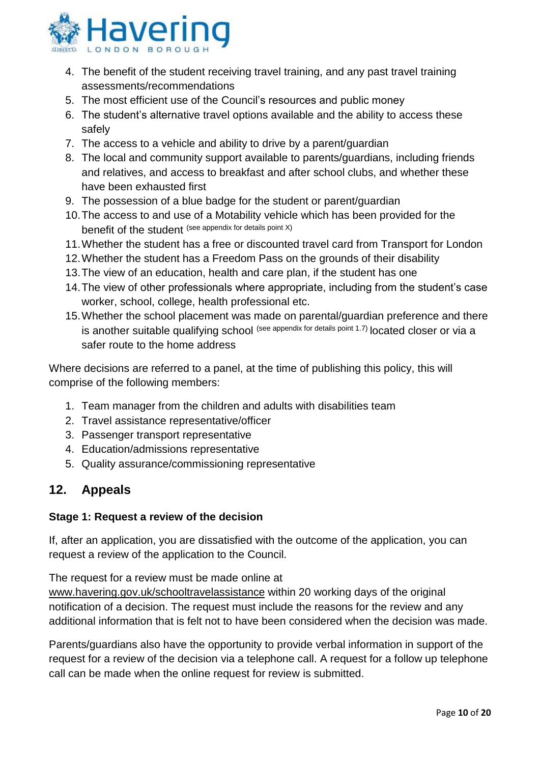4. The benefit of the student receiving travel training, and any past travel training assessments/recommendations
5. The most efficient use of the Council's resources and public money
6. The student's alternative travel options available and the ability to access these safely
7. The access to a vehicle and ability to drive by a parent/guardian
8. The local and community support available to parents/guardians, including friends and relatives, and access to breakfast and after school clubs, and whether these have been exhausted first
9. The possession of a blue badge for the student or parent/guardian
10. The access to and use of a Motability vehicle which has been provided for the benefit of the student (see appendix for details point X)
11. Whether the student has a free or discounted travel card from Transport for London
12. Whether the student has a Freedom Pass on the grounds of their disability
13. The view of an education, health and care plan, if the student has one
14. The view of other professionals where appropriate, including from the student's case worker, school, college, health professional etc.
15. Whether the school placement was made on parental/guardian preference and there is another suitable qualifying school (see appendix for details point 1.7) located closer or via a safer route to the home address

Where decisions are referred to a panel, at the time of publishing this policy, this will comprise of the following members:

1. Team manager from the children and adults with disabilities team
2. Travel assistance representative/officer
3. Passenger transport representative
4. Education/admissions representative
5. Quality assurance/commissioning representative

## 12. Appeals

**Stage 1: Request a review of the decision**

If, after an application, you are dissatisfied with the outcome of the application, you can request a review of the application to the Council.

The request for a review must be made online at www.havering.gov.uk/schooltravelassistance within 20 working days of the original notification of a decision. The request must include the reasons for the review and any additional information that is felt not to have been considered when the decision was made.

Parents/guardians also have the opportunity to provide verbal information in support of the request for a review of the decision via a telephone call. A request for a follow up telephone call can be made when the online request for review is submitted.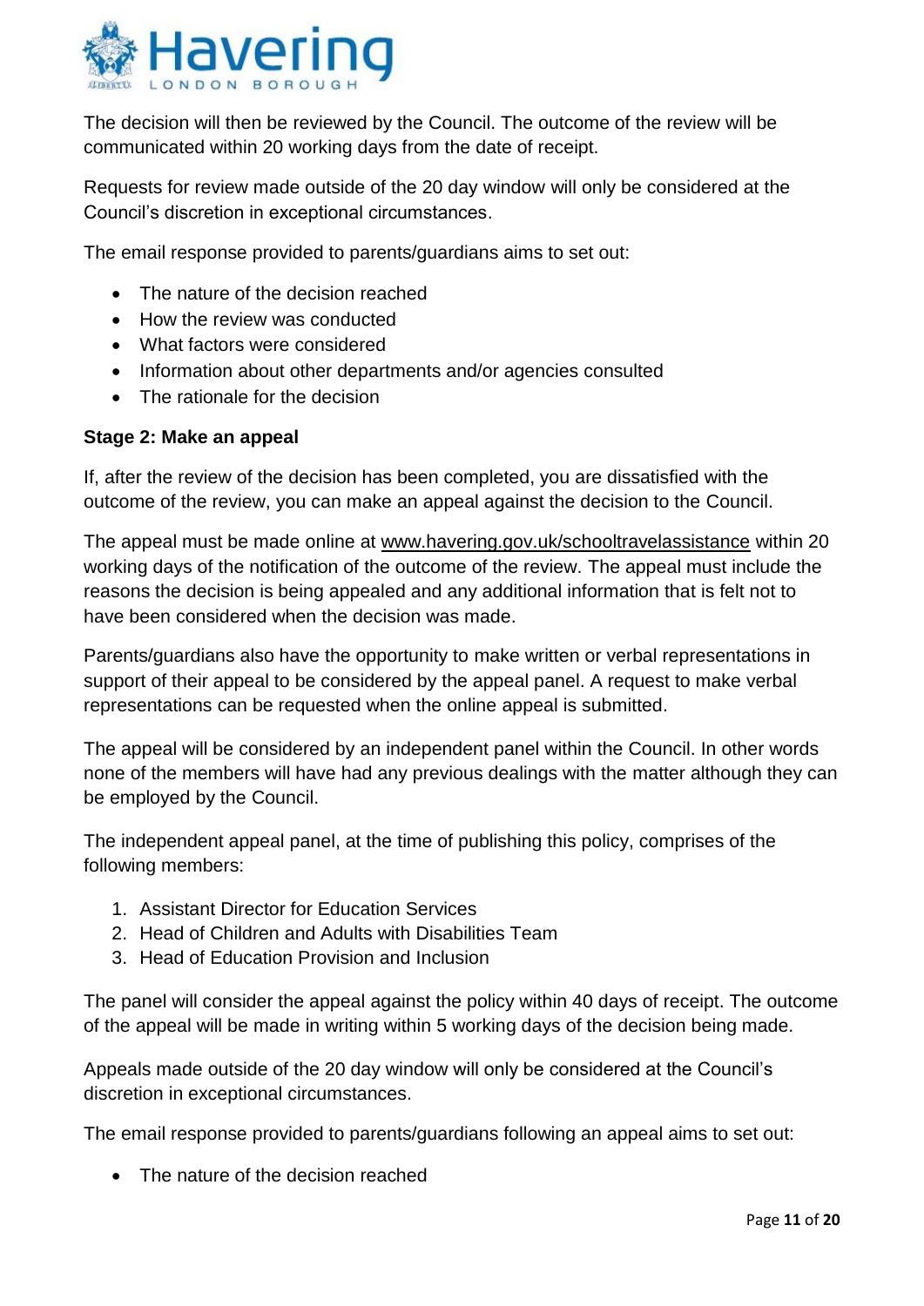The decision will then be reviewed by the Council. The outcome of the review will be communicated within 20 working days from the date of receipt.

Requests for review made outside of the 20 day window will only be considered at the Council's discretion in exceptional circumstances.

The email response provided to parents/guardians aims to set out:

- The nature of the decision reached
- How the review was conducted
- What factors were considered
- Information about other departments and/or agencies consulted
- The rationale for the decision

**Stage 2: Make an appeal**

If, after the review of the decision has been completed, you are dissatisfied with the outcome of the review, you can make an appeal against the decision to the Council.

The appeal must be made online at www.havering.gov.uk/schooltravelassistance within 20 working days of the notification of the outcome of the review. The appeal must include the reasons the decision is being appealed and any additional information that is felt not to have been considered when the decision was made.

Parents/guardians also have the opportunity to make written or verbal representations in support of their appeal to be considered by the appeal panel. A request to make verbal representations can be requested when the online appeal is submitted.

The appeal will be considered by an independent panel within the Council. In other words none of the members will have had any previous dealings with the matter although they can be employed by the Council.

The independent appeal panel, at the time of publishing this policy, comprises of the following members:

1. Assistant Director for Education Services
2. Head of Children and Adults with Disabilities Team
3. Head of Education Provision and Inclusion

The panel will consider the appeal against the policy within 40 days of receipt. The outcome of the appeal will be made in writing within 5 working days of the decision being made.

Appeals made outside of the 20 day window will only be considered at the Council's discretion in exceptional circumstances.

The email response provided to parents/guardians following an appeal aims to set out:

- The nature of the decision reached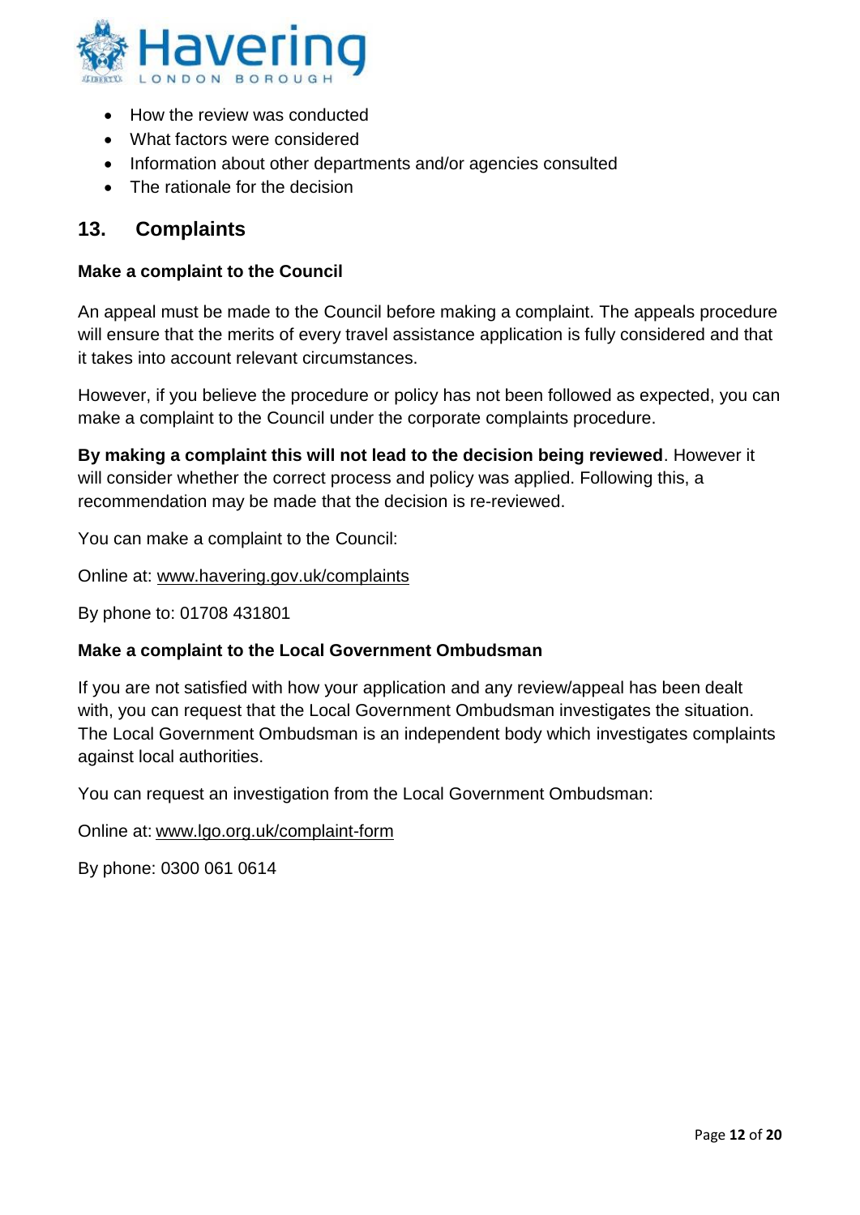- How the review was conducted
- What factors were considered
- Information about other departments and/or agencies consulted
- The rationale for the decision

## 13. Complaints

**Make a complaint to the Council**

An appeal must be made to the Council before making a complaint. The appeals procedure will ensure that the merits of every travel assistance application is fully considered and that it takes into account relevant circumstances.

However, if you believe the procedure or policy has not been followed as expected, you can make a complaint to the Council under the corporate complaints procedure.

**By making a complaint this will not lead to the decision being reviewed**. However it will consider whether the correct process and policy was applied. Following this, a recommendation may be made that the decision is re-reviewed.

You can make a complaint to the Council:

Online at: www.havering.gov.uk/complaints

By phone to: 01708 431801

**Make a complaint to the Local Government Ombudsman**

If you are not satisfied with how your application and any review/appeal has been dealt with, you can request that the Local Government Ombudsman investigates the situation. The Local Government Ombudsman is an independent body which investigates complaints against local authorities.

You can request an investigation from the Local Government Ombudsman:

Online at: www.lgo.org.uk/complaint-form

By phone: 0300 061 0614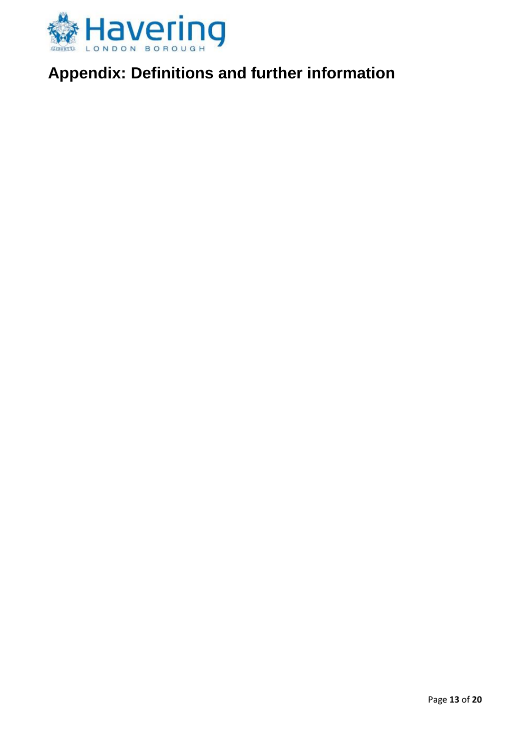# Appendix: Definitions and further information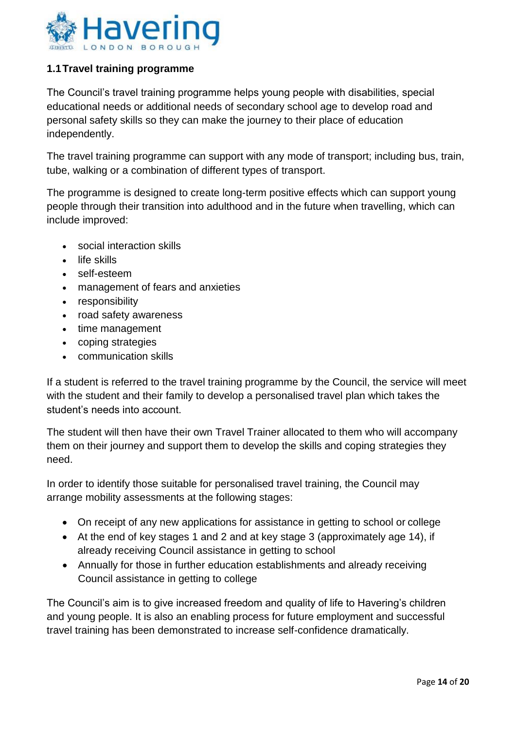## 1.1 Travel training programme

The Council's travel training programme helps young people with disabilities, special educational needs or additional needs of secondary school age to develop road and personal safety skills so they can make the journey to their place of education independently.

The travel training programme can support with any mode of transport; including bus, train, tube, walking or a combination of different types of transport.

The programme is designed to create long-term positive effects which can support young people through their transition into adulthood and in the future when travelling, which can include improved:

- social interaction skills
- life skills
- self-esteem
- management of fears and anxieties
- responsibility
- road safety awareness
- time management
- coping strategies
- communication skills

If a student is referred to the travel training programme by the Council, the service will meet with the student and their family to develop a personalised travel plan which takes the student's needs into account.

The student will then have their own Travel Trainer allocated to them who will accompany them on their journey and support them to develop the skills and coping strategies they need.

In order to identify those suitable for personalised travel training, the Council may arrange mobility assessments at the following stages:

- On receipt of any new applications for assistance in getting to school or college
- At the end of key stages 1 and 2 and at key stage 3 (approximately age 14), if already receiving Council assistance in getting to school
- Annually for those in further education establishments and already receiving Council assistance in getting to college

The Council's aim is to give increased freedom and quality of life to Havering's children and young people. It is also an enabling process for future employment and successful travel training has been demonstrated to increase self-confidence dramatically.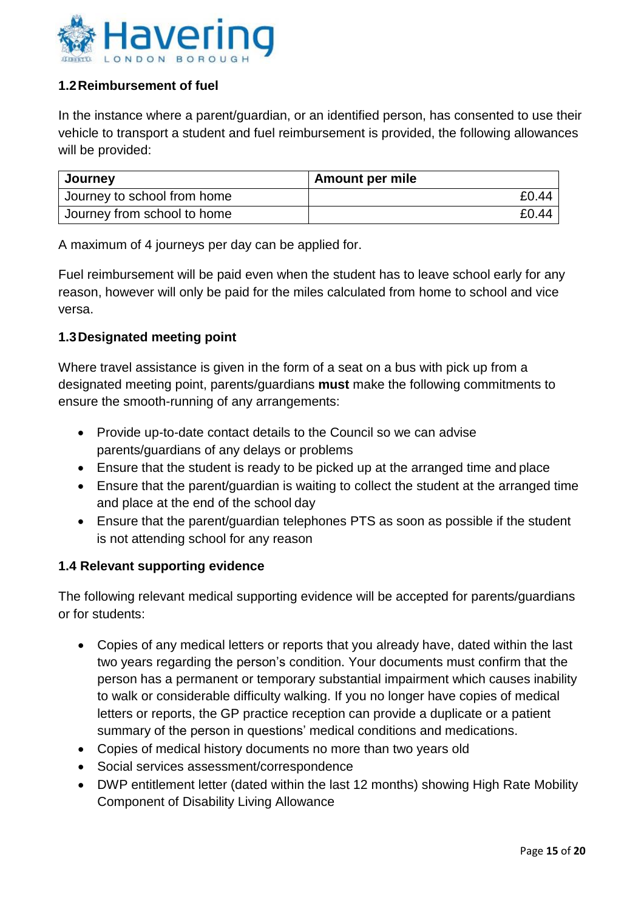### 1.2 Reimbursement of fuel

In the instance where a parent/guardian, or an identified person, has consented to use their vehicle to transport a student and fuel reimbursement is provided, the following allowances will be provided:

| Journey | Amount per mile |
|---|---|
| Journey to school from home | £0.44 |
| Journey from school to home | £0.44 |

A maximum of 4 journeys per day can be applied for.

Fuel reimbursement will be paid even when the student has to leave school early for any reason, however will only be paid for the miles calculated from home to school and vice versa.

### 1.3 Designated meeting point

Where travel assistance is given in the form of a seat on a bus with pick up from a designated meeting point, parents/guardians **must** make the following commitments to ensure the smooth-running of any arrangements:

- Provide up-to-date contact details to the Council so we can advise parents/guardians of any delays or problems
- Ensure that the student is ready to be picked up at the arranged time and place
- Ensure that the parent/guardian is waiting to collect the student at the arranged time and place at the end of the school day
- Ensure that the parent/guardian telephones PTS as soon as possible if the student is not attending school for any reason

### 1.4 Relevant supporting evidence

The following relevant medical supporting evidence will be accepted for parents/guardians or for students:

- Copies of any medical letters or reports that you already have, dated within the last two years regarding the person's condition. Your documents must confirm that the person has a permanent or temporary substantial impairment which causes inability to walk or considerable difficulty walking. If you no longer have copies of medical letters or reports, the GP practice reception can provide a duplicate or a patient summary of the person in questions' medical conditions and medications.
- Copies of medical history documents no more than two years old
- Social services assessment/correspondence
- DWP entitlement letter (dated within the last 12 months) showing High Rate Mobility Component of Disability Living Allowance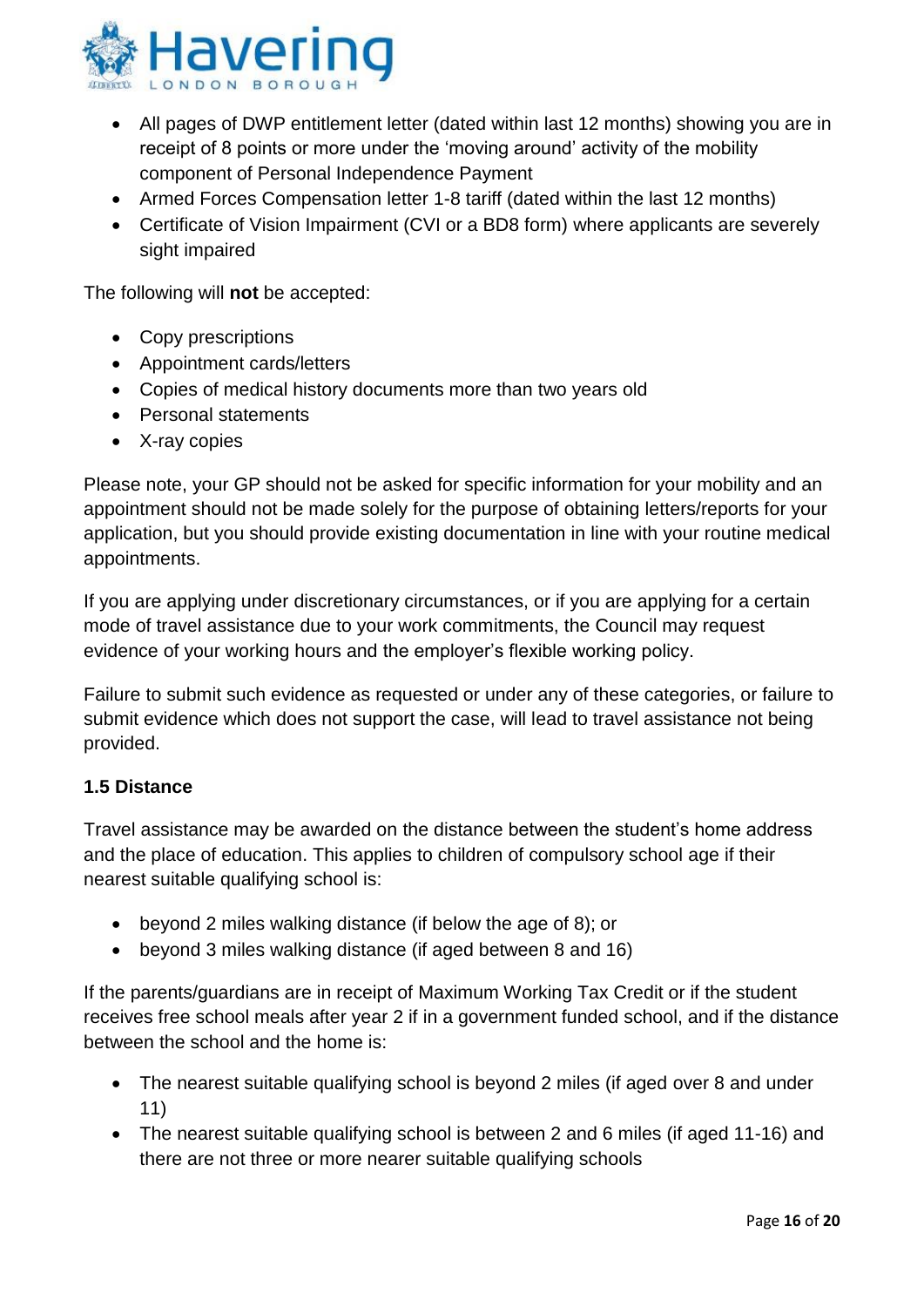- All pages of DWP entitlement letter (dated within last 12 months) showing you are in receipt of 8 points or more under the 'moving around' activity of the mobility component of Personal Independence Payment
- Armed Forces Compensation letter 1-8 tariff (dated within the last 12 months)
- Certificate of Vision Impairment (CVI or a BD8 form) where applicants are severely sight impaired

The following will **not** be accepted:

- Copy prescriptions
- Appointment cards/letters
- Copies of medical history documents more than two years old
- Personal statements
- X-ray copies

Please note, your GP should not be asked for specific information for your mobility and an appointment should not be made solely for the purpose of obtaining letters/reports for your application, but you should provide existing documentation in line with your routine medical appointments.

If you are applying under discretionary circumstances, or if you are applying for a certain mode of travel assistance due to your work commitments, the Council may request evidence of your working hours and the employer's flexible working policy.

Failure to submit such evidence as requested or under any of these categories, or failure to submit evidence which does not support the case, will lead to travel assistance not being provided.

**1.5 Distance**

Travel assistance may be awarded on the distance between the student's home address and the place of education. This applies to children of compulsory school age if their nearest suitable qualifying school is:

- beyond 2 miles walking distance (if below the age of 8); or
- beyond 3 miles walking distance (if aged between 8 and 16)

If the parents/guardians are in receipt of Maximum Working Tax Credit or if the student receives free school meals after year 2 if in a government funded school, and if the distance between the school and the home is:

- The nearest suitable qualifying school is beyond 2 miles (if aged over 8 and under 11)
- The nearest suitable qualifying school is between 2 and 6 miles (if aged 11-16) and there are not three or more nearer suitable qualifying schools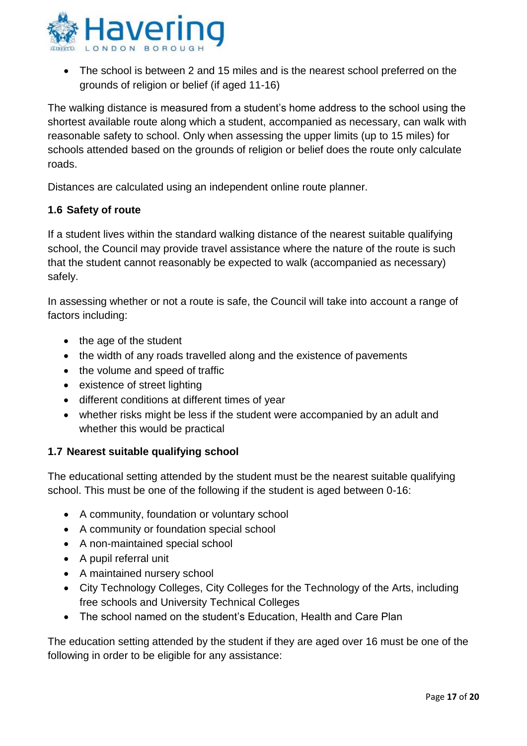- The school is between 2 and 15 miles and is the nearest school preferred on the grounds of religion or belief (if aged 11-16)

The walking distance is measured from a student's home address to the school using the shortest available route along which a student, accompanied as necessary, can walk with reasonable safety to school. Only when assessing the upper limits (up to 15 miles) for schools attended based on the grounds of religion or belief does the route only calculate roads.

Distances are calculated using an independent online route planner.

### 1.6 Safety of route

If a student lives within the standard walking distance of the nearest suitable qualifying school, the Council may provide travel assistance where the nature of the route is such that the student cannot reasonably be expected to walk (accompanied as necessary) safely.

In assessing whether or not a route is safe, the Council will take into account a range of factors including:

- the age of the student
- the width of any roads travelled along and the existence of pavements
- the volume and speed of traffic
- existence of street lighting
- different conditions at different times of year
- whether risks might be less if the student were accompanied by an adult and whether this would be practical

### 1.7 Nearest suitable qualifying school

The educational setting attended by the student must be the nearest suitable qualifying school. This must be one of the following if the student is aged between 0-16:

- A community, foundation or voluntary school
- A community or foundation special school
- A non-maintained special school
- A pupil referral unit
- A maintained nursery school
- City Technology Colleges, City Colleges for the Technology of the Arts, including free schools and University Technical Colleges
- The school named on the student's Education, Health and Care Plan

The education setting attended by the student if they are aged over 16 must be one of the following in order to be eligible for any assistance: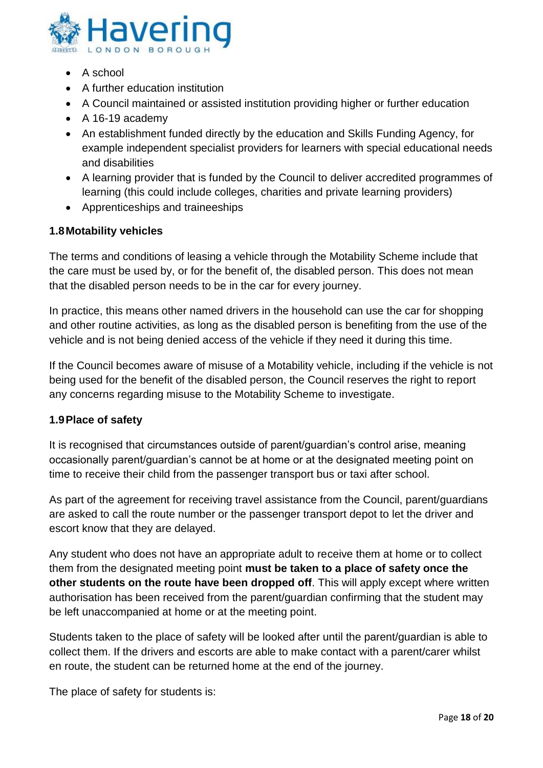- A school
- A further education institution
- A Council maintained or assisted institution providing higher or further education
- A 16-19 academy
- An establishment funded directly by the education and Skills Funding Agency, for example independent specialist providers for learners with special educational needs and disabilities
- A learning provider that is funded by the Council to deliver accredited programmes of learning (this could include colleges, charities and private learning providers)
- Apprenticeships and traineeships

### 1.8 Motability vehicles

The terms and conditions of leasing a vehicle through the Motability Scheme include that the care must be used by, or for the benefit of, the disabled person. This does not mean that the disabled person needs to be in the car for every journey.

In practice, this means other named drivers in the household can use the car for shopping and other routine activities, as long as the disabled person is benefiting from the use of the vehicle and is not being denied access of the vehicle if they need it during this time.

If the Council becomes aware of misuse of a Motability vehicle, including if the vehicle is not being used for the benefit of the disabled person, the Council reserves the right to report any concerns regarding misuse to the Motability Scheme to investigate.

### 1.9 Place of safety

It is recognised that circumstances outside of parent/guardian's control arise, meaning occasionally parent/guardian's cannot be at home or at the designated meeting point on time to receive their child from the passenger transport bus or taxi after school.

As part of the agreement for receiving travel assistance from the Council, parent/guardians are asked to call the route number or the passenger transport depot to let the driver and escort know that they are delayed.

Any student who does not have an appropriate adult to receive them at home or to collect them from the designated meeting point **must be taken to a place of safety once the other students on the route have been dropped off**. This will apply except where written authorisation has been received from the parent/guardian confirming that the student may be left unaccompanied at home or at the meeting point.

Students taken to the place of safety will be looked after until the parent/guardian is able to collect them. If the drivers and escorts are able to make contact with a parent/carer whilst en route, the student can be returned home at the end of the journey.

The place of safety for students is: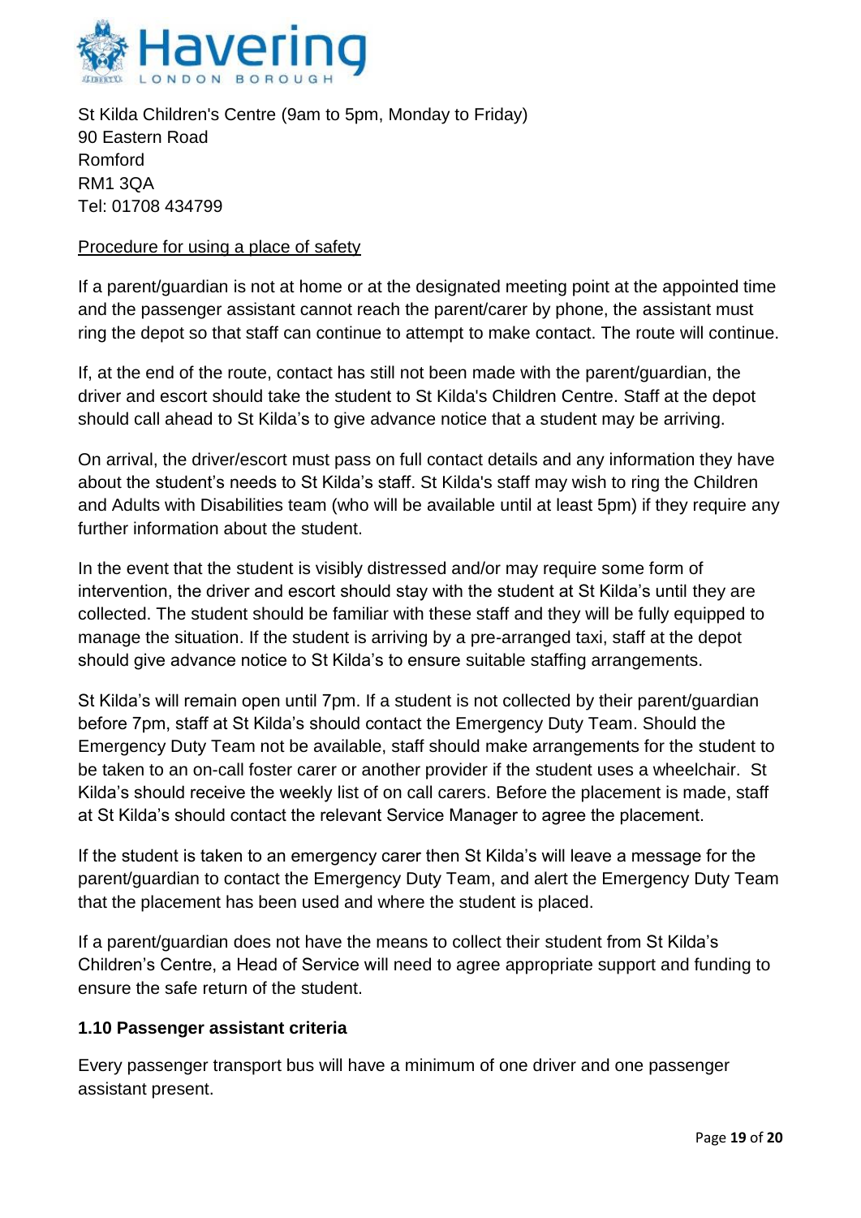St Kilda Children's Centre (9am to 5pm, Monday to Friday)
90 Eastern Road
Romford
RM1 3QA
Tel: 01708 434799

<u>Procedure for using a place of safety</u>

If a parent/guardian is not at home or at the designated meeting point at the appointed time and the passenger assistant cannot reach the parent/carer by phone, the assistant must ring the depot so that staff can continue to attempt to make contact. The route will continue.

If, at the end of the route, contact has still not been made with the parent/guardian, the driver and escort should take the student to St Kilda's Children Centre. Staff at the depot should call ahead to St Kilda's to give advance notice that a student may be arriving.

On arrival, the driver/escort must pass on full contact details and any information they have about the student's needs to St Kilda's staff. St Kilda's staff may wish to ring the Children and Adults with Disabilities team (who will be available until at least 5pm) if they require any further information about the student.

In the event that the student is visibly distressed and/or may require some form of intervention, the driver and escort should stay with the student at St Kilda's until they are collected. The student should be familiar with these staff and they will be fully equipped to manage the situation. If the student is arriving by a pre-arranged taxi, staff at the depot should give advance notice to St Kilda's to ensure suitable staffing arrangements.

St Kilda's will remain open until 7pm. If a student is not collected by their parent/guardian before 7pm, staff at St Kilda's should contact the Emergency Duty Team. Should the Emergency Duty Team not be available, staff should make arrangements for the student to be taken to an on-call foster carer or another provider if the student uses a wheelchair. St Kilda's should receive the weekly list of on call carers. Before the placement is made, staff at St Kilda's should contact the relevant Service Manager to agree the placement.

If the student is taken to an emergency carer then St Kilda's will leave a message for the parent/guardian to contact the Emergency Duty Team, and alert the Emergency Duty Team that the placement has been used and where the student is placed.

If a parent/guardian does not have the means to collect their student from St Kilda's Children's Centre, a Head of Service will need to agree appropriate support and funding to ensure the safe return of the student.

### 1.10 Passenger assistant criteria

Every passenger transport bus will have a minimum of one driver and one passenger assistant present.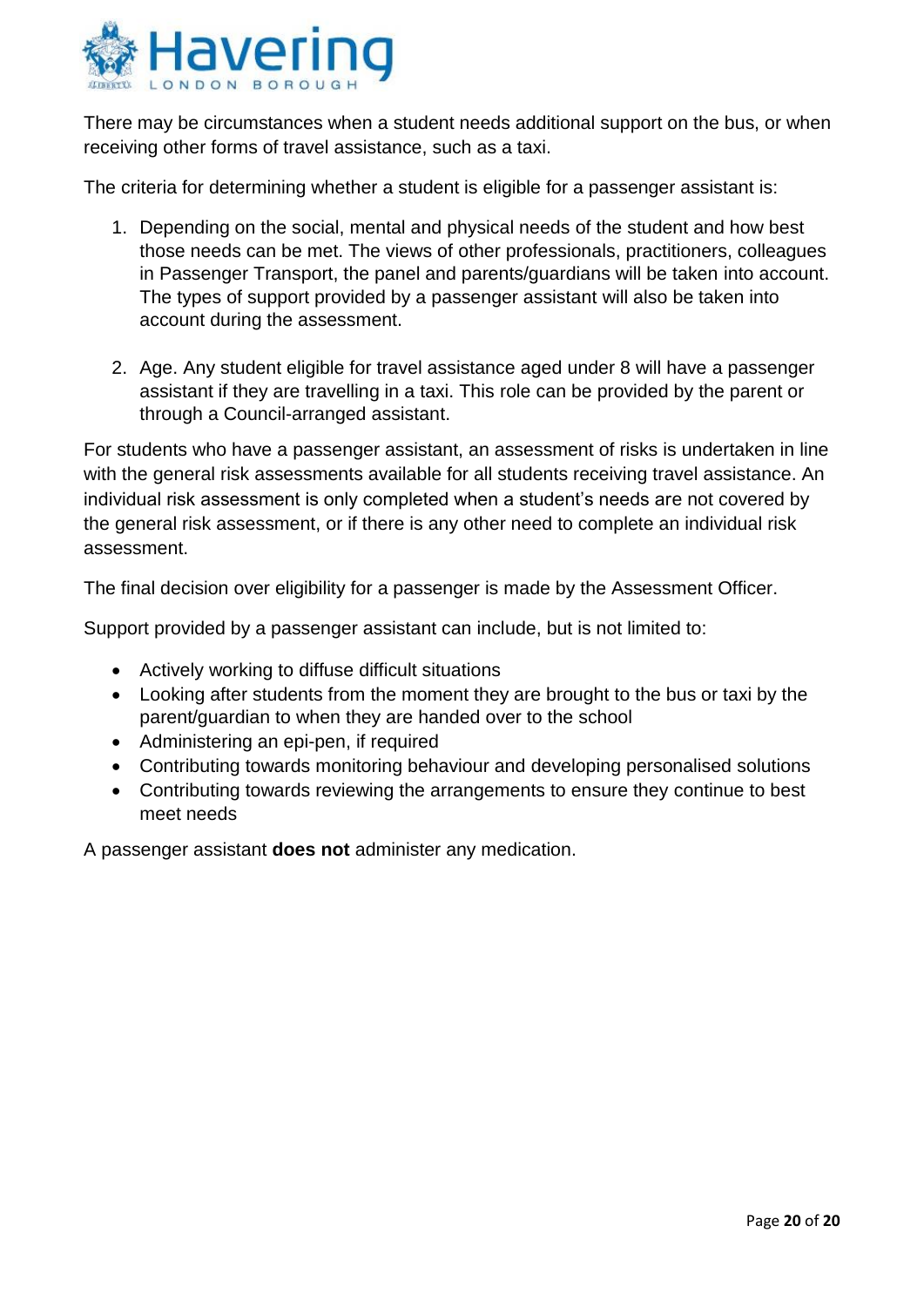There may be circumstances when a student needs additional support on the bus, or when receiving other forms of travel assistance, such as a taxi.

The criteria for determining whether a student is eligible for a passenger assistant is:

1. Depending on the social, mental and physical needs of the student and how best those needs can be met. The views of other professionals, practitioners, colleagues in Passenger Transport, the panel and parents/guardians will be taken into account. The types of support provided by a passenger assistant will also be taken into account during the assessment.

2. Age. Any student eligible for travel assistance aged under 8 will have a passenger assistant if they are travelling in a taxi. This role can be provided by the parent or through a Council-arranged assistant.

For students who have a passenger assistant, an assessment of risks is undertaken in line with the general risk assessments available for all students receiving travel assistance. An individual risk assessment is only completed when a student's needs are not covered by the general risk assessment, or if there is any other need to complete an individual risk assessment.

The final decision over eligibility for a passenger is made by the Assessment Officer.

Support provided by a passenger assistant can include, but is not limited to:

- Actively working to diffuse difficult situations
- Looking after students from the moment they are brought to the bus or taxi by the parent/guardian to when they are handed over to the school
- Administering an epi-pen, if required
- Contributing towards monitoring behaviour and developing personalised solutions
- Contributing towards reviewing the arrangements to ensure they continue to best meet needs

A passenger assistant **does not** administer any medication.